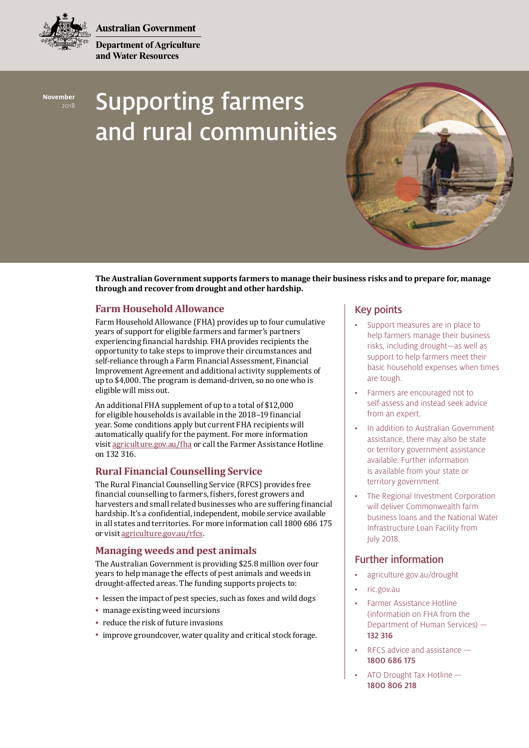Australian Government

Department of Agriculture and Water Resources

November 2018

# Supporting farmers and rural communities

**The Australian Government supports farmers to manage their business risks and to prepare for, manage through and recover from drought and other hardship.**

## Farm Household Allowance

Farm Household Allowance (FHA) provides up to four cumulative years of support for eligible farmers and farmer's partners experiencing financial hardship. FHA provides recipients the opportunity to take steps to improve their circumstances and self-reliance through a Farm Financial Assessment, Financial Improvement Agreement and additional activity supplements of up to $4,000. The program is demand-driven, so no one who is eligible will miss out.

An additional FHA supplement of up to a total of $12,000 for eligible households is available in the 2018–19 financial year. Some conditions apply but current FHA recipients will automatically qualify for the payment. For more information visit agriculture.gov.au/fha or call the Farmer Assistance Hotline on 132 316.

## Rural Financial Counselling Service

The Rural Financial Counselling Service (RFCS) provides free financial counselling to farmers, fishers, forest growers and harvesters and small related businesses who are suffering financial hardship. It's a confidential, independent, mobile service available in all states and territories. For more information call 1800 686 175 or visit agriculture.gov.au/rfcs.

## Managing weeds and pest animals

The Australian Government is providing $25.8 million over four years to help manage the effects of pest animals and weeds in drought-affected areas. The funding supports projects to:

- lessen the impact of pest species, such as foxes and wild dogs
- manage existing weed incursions
- reduce the risk of future invasions
- improve groundcover, water quality and critical stock forage.

## Key points

- Support measures are in place to help farmers manage their business risks, including drought—as well as support to help farmers meet their basic household expenses when times are tough.
- Farmers are encouraged not to self-assess and instead seek advice from an expert.
- In addition to Australian Government assistance, there may also be state or territory government assistance available. Further information is available from your state or territory government.
- The Regional Investment Corporation will deliver Commonwealth farm business loans and the National Water Infrastructure Loan Facility from July 2018.

## Further information

- agriculture.gov.au/drought
- ric.gov.au
- Farmer Assistance Hotline (information on FHA from the Department of Human Services) — **132 316**
- RFCS advice and assistance — **1800 686 175**
- ATO Drought Tax Hotline — **1800 806 218**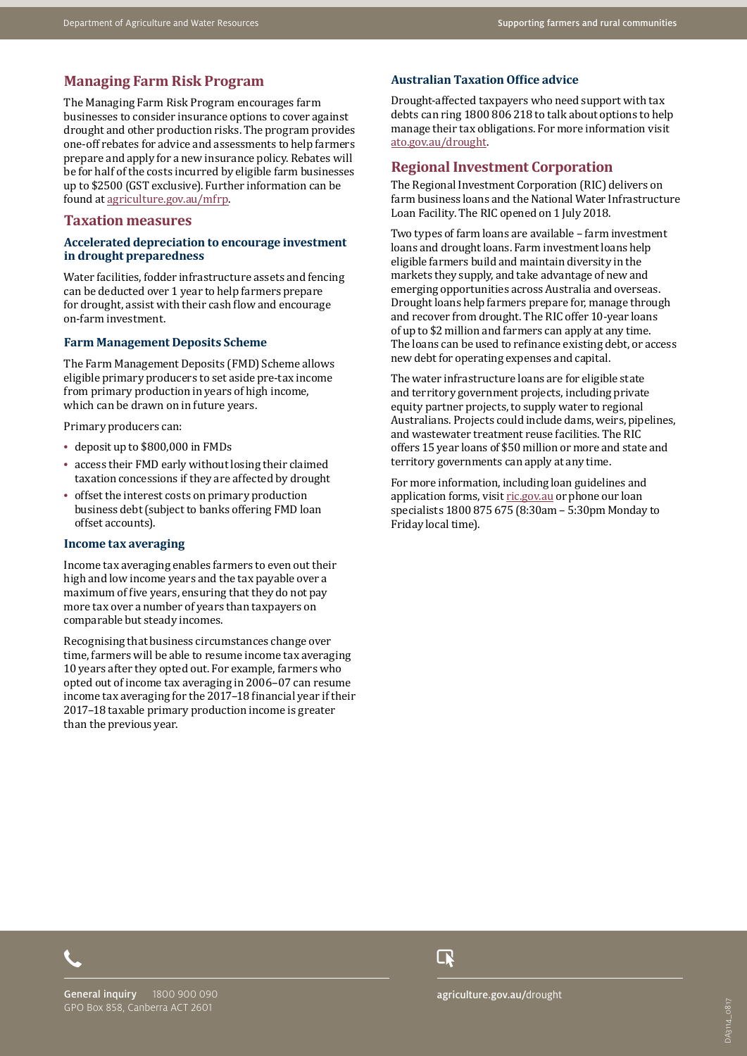## Managing Farm Risk Program

The Managing Farm Risk Program encourages farm businesses to consider insurance options to cover against drought and other production risks. The program provides one-off rebates for advice and assessments to help farmers prepare and apply for a new insurance policy. Rebates will be for half of the costs incurred by eligible farm businesses up to $2500 (GST exclusive). Further information can be found at agriculture.gov.au/mfrp.

## Taxation measures

### Accelerated depreciation to encourage investment in drought preparedness

Water facilities, fodder infrastructure assets and fencing can be deducted over 1 year to help farmers prepare for drought, assist with their cash flow and encourage on-farm investment.

### Farm Management Deposits Scheme

The Farm Management Deposits (FMD) Scheme allows eligible primary producers to set aside pre-tax income from primary production in years of high income, which can be drawn on in future years.

Primary producers can:

- deposit up to $800,000 in FMDs
- access their FMD early without losing their claimed taxation concessions if they are affected by drought
- offset the interest costs on primary production business debt (subject to banks offering FMD loan offset accounts).

### Income tax averaging

Income tax averaging enables farmers to even out their high and low income years and the tax payable over a maximum of five years, ensuring that they do not pay more tax over a number of years than taxpayers on comparable but steady incomes.

Recognising that business circumstances change over time, farmers will be able to resume income tax averaging 10 years after they opted out. For example, farmers who opted out of income tax averaging in 2006–07 can resume income tax averaging for the 2017–18 financial year if their 2017–18 taxable primary production income is greater than the previous year.

### Australian Taxation Office advice

Drought-affected taxpayers who need support with tax debts can ring 1800 806 218 to talk about options to help manage their tax obligations. For more information visit ato.gov.au/drought.

## Regional Investment Corporation

The Regional Investment Corporation (RIC) delivers on farm business loans and the National Water Infrastructure Loan Facility. The RIC opened on 1 July 2018.

Two types of farm loans are available – farm investment loans and drought loans. Farm investment loans help eligible farmers build and maintain diversity in the markets they supply, and take advantage of new and emerging opportunities across Australia and overseas. Drought loans help farmers prepare for, manage through and recover from drought. The RIC offer 10-year loans of up to $2 million and farmers can apply at any time. The loans can be used to refinance existing debt, or access new debt for operating expenses and capital.

The water infrastructure loans are for eligible state and territory government projects, including private equity partner projects, to supply water to regional Australians. Projects could include dams, weirs, pipelines, and wastewater treatment reuse facilities. The RIC offers 15 year loans of $50 million or more and state and territory governments can apply at any time.

For more information, including loan guidelines and application forms, visit ric.gov.au or phone our loan specialists 1800 875 675 (8:30am – 5:30pm Monday to Friday local time).

**General inquiry** 1800 900 090
GPO Box 858, Canberra ACT 2601

**agriculture.gov.au/**drought

DA3114_0817